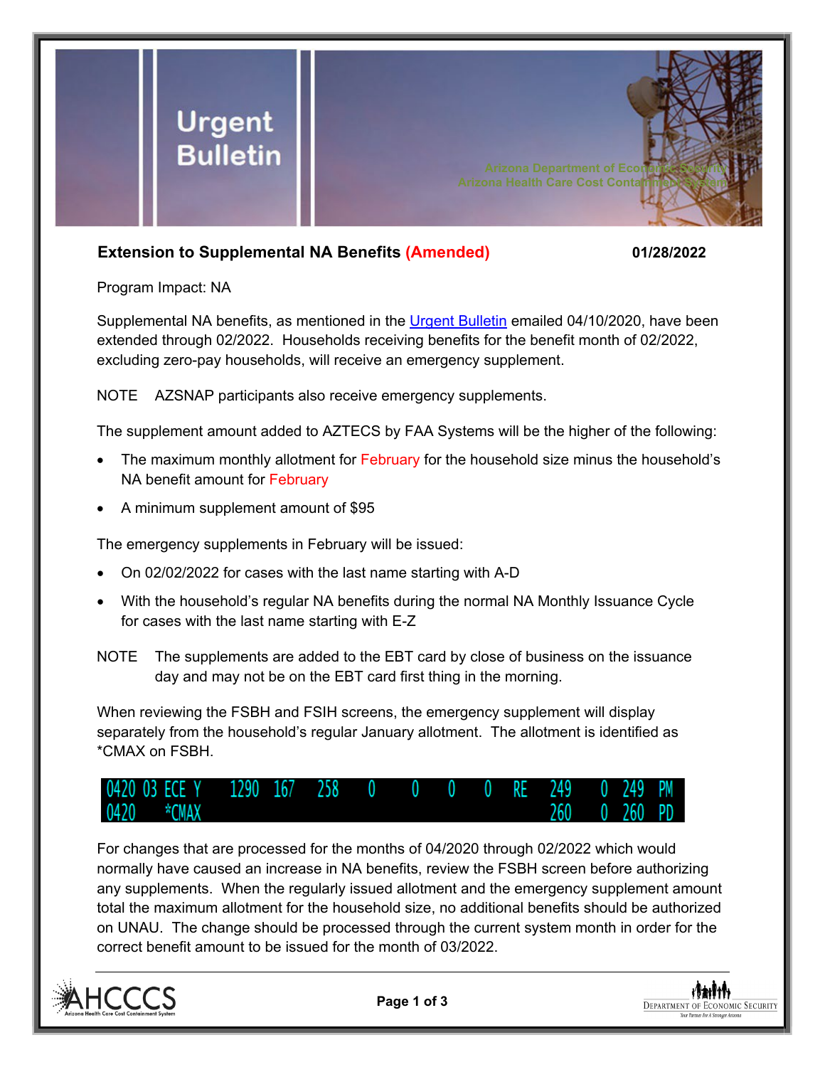# Urgent Bulletin

Arizona Department of Economic Security
Arizona Health Care Cost Containment System

## Extension to Supplemental NA Benefits (Amended) 01/28/2022

Program Impact: NA

Supplemental NA benefits, as mentioned in the Urgent Bulletin emailed 04/10/2020, have been extended through 02/2022. Households receiving benefits for the benefit month of 02/2022, excluding zero-pay households, will receive an emergency supplement.

NOTE AZSNAP participants also receive emergency supplements.

The supplement amount added to AZTECS by FAA Systems will be the higher of the following:

- The maximum monthly allotment for February for the household size minus the household's NA benefit amount for February
- A minimum supplement amount of $95

The emergency supplements in February will be issued:

- On 02/02/2022 for cases with the last name starting with A-D
- With the household's regular NA benefits during the normal NA Monthly Issuance Cycle for cases with the last name starting with E-Z

NOTE The supplements are added to the EBT card by close of business on the issuance day and may not be on the EBT card first thing in the morning.

When reviewing the FSBH and FSIH screens, the emergency supplement will display separately from the household's regular January allotment. The allotment is identified as *CMAX on FSBH.

```
0420 03 ECE Y   1290  167   258   0    0    0    0   RE   249    0  249  PM
0420    *CMAX                                             260    0  260  PD
```

For changes that are processed for the months of 04/2020 through 02/2022 which would normally have caused an increase in NA benefits, review the FSBH screen before authorizing any supplements. When the regularly issued allotment and the emergency supplement amount total the maximum allotment for the household size, no additional benefits should be authorized on UNAU. The change should be processed through the current system month in order for the correct benefit amount to be issued for the month of 03/2022.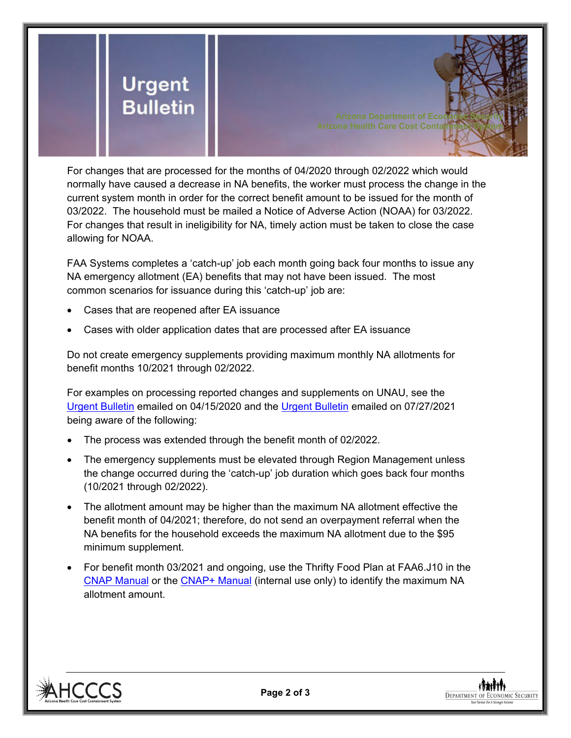For changes that are processed for the months of 04/2020 through 02/2022 which would normally have caused a decrease in NA benefits, the worker must process the change in the current system month in order for the correct benefit amount to be issued for the month of 03/2022. The household must be mailed a Notice of Adverse Action (NOAA) for 03/2022. For changes that result in ineligibility for NA, timely action must be taken to close the case allowing for NOAA.

FAA Systems completes a 'catch-up' job each month going back four months to issue any NA emergency allotment (EA) benefits that may not have been issued. The most common scenarios for issuance during this 'catch-up' job are:

- Cases that are reopened after EA issuance
- Cases with older application dates that are processed after EA issuance

Do not create emergency supplements providing maximum monthly NA allotments for benefit months 10/2021 through 02/2022.

For examples on processing reported changes and supplements on UNAU, see the Urgent Bulletin emailed on 04/15/2020 and the Urgent Bulletin emailed on 07/27/2021 being aware of the following:

- The process was extended through the benefit month of 02/2022.
- The emergency supplements must be elevated through Region Management unless the change occurred during the 'catch-up' job duration which goes back four months (10/2021 through 02/2022).
- The allotment amount may be higher than the maximum NA allotment effective the benefit month of 04/2021; therefore, do not send an overpayment referral when the NA benefits for the household exceeds the maximum NA allotment due to the $95 minimum supplement.
- For benefit month 03/2021 and ongoing, use the Thrifty Food Plan at FAA6.J10 in the CNAP Manual or the CNAP+ Manual (internal use only) to identify the maximum NA allotment amount.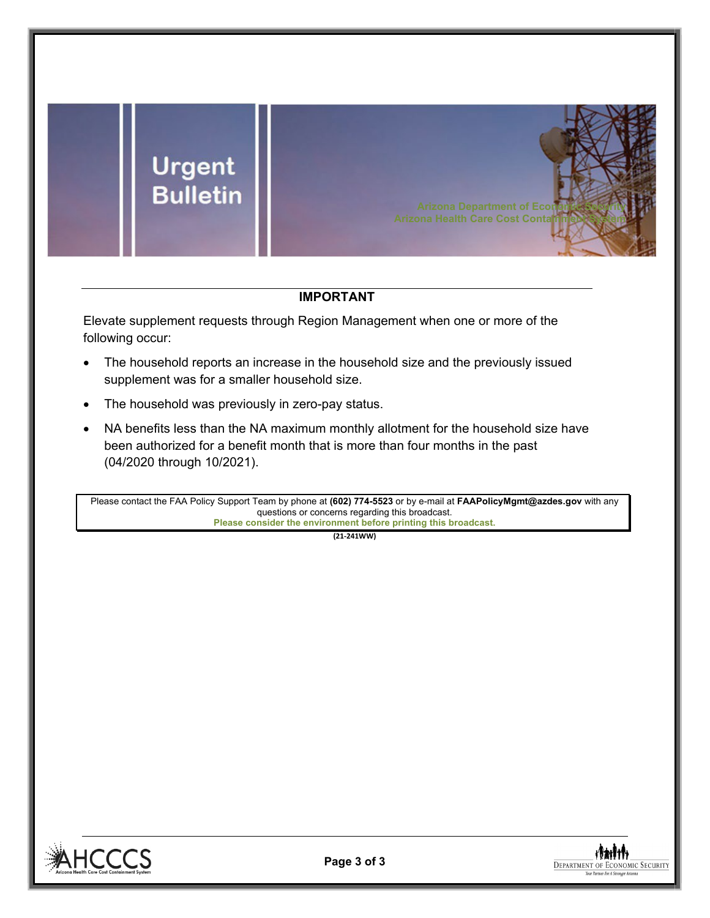# Urgent Bulletin

Arizona Department of Economic Security
Arizona Health Care Cost Containment System

---

**IMPORTANT**

Elevate supplement requests through Region Management when one or more of the following occur:

- The household reports an increase in the household size and the previously issued supplement was for a smaller household size.
- The household was previously in zero-pay status.
- NA benefits less than the NA maximum monthly allotment for the household size have been authorized for a benefit month that is more than four months in the past (04/2020 through 10/2021).

Please contact the FAA Policy Support Team by phone at **(602) 774-5523** or by e-mail at **FAAPolicyMgmt@azdes.gov** with any questions or concerns regarding this broadcast.
**Please consider the environment before printing this broadcast.**

**(21-241WW)**